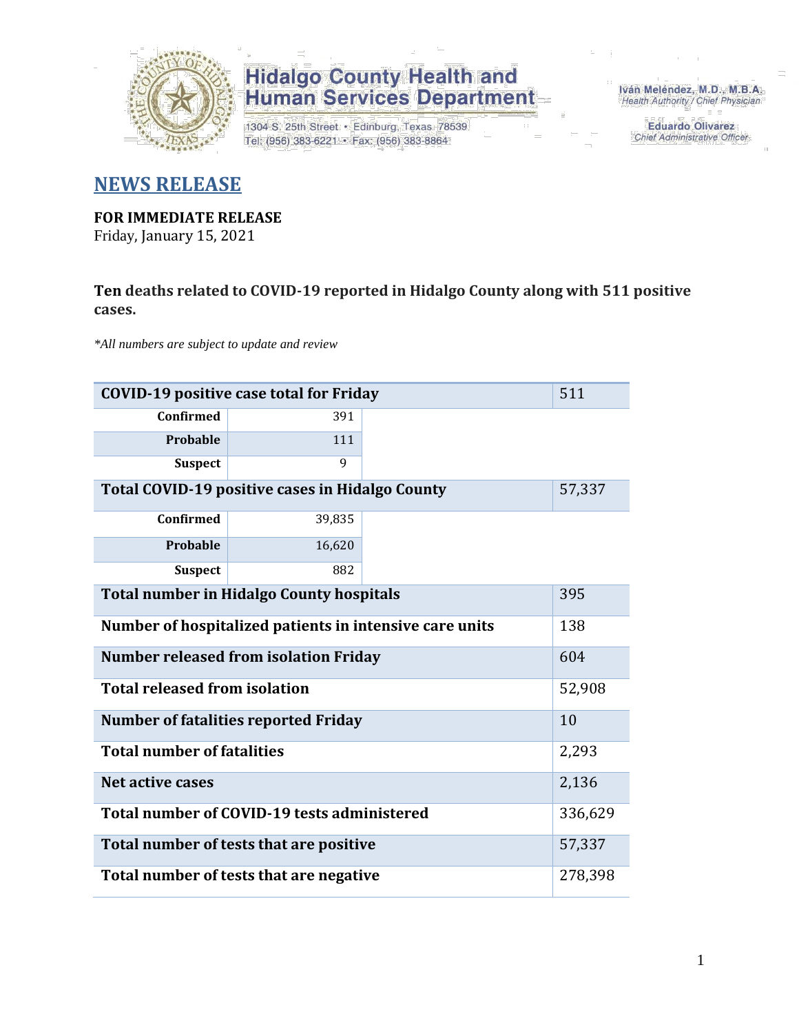**Hidalgo County Health and Human Services Department**

1304 S. 25th Street • Edinburg, Texas 78539
Tel: (956) 383-6221 • Fax: (956) 383-8864

Iván Meléndez, M.D., M.B.A.
*Health Authority / Chief Physician*

Eduardo Olivarez
*Chief Administrative Officer*

## NEWS RELEASE

**FOR IMMEDIATE RELEASE**
Friday, January 15, 2021

**Ten deaths related to COVID-19 reported in Hidalgo County along with 511 positive cases.**

*\*All numbers are subject to update and review*

| COVID-19 positive case total for Friday | | 511 |
|---|---|---|
| **Confirmed** | 391 | |
| **Probable** | 111 | |
| **Suspect** | 9 | |
| **Total COVID-19 positive cases in Hidalgo County** | | 57,337 |
| **Confirmed** | 39,835 | |
| **Probable** | 16,620 | |
| **Suspect** | 882 | |
| **Total number in Hidalgo County hospitals** | | 395 |
| **Number of hospitalized patients in intensive care units** | | 138 |
| **Number released from isolation Friday** | | 604 |
| **Total released from isolation** | | 52,908 |
| **Number of fatalities reported Friday** | | 10 |
| **Total number of fatalities** | | 2,293 |
| **Net active cases** | | 2,136 |
| **Total number of COVID-19 tests administered** | | 336,629 |
| **Total number of tests that are positive** | | 57,337 |
| **Total number of tests that are negative** | | 278,398 |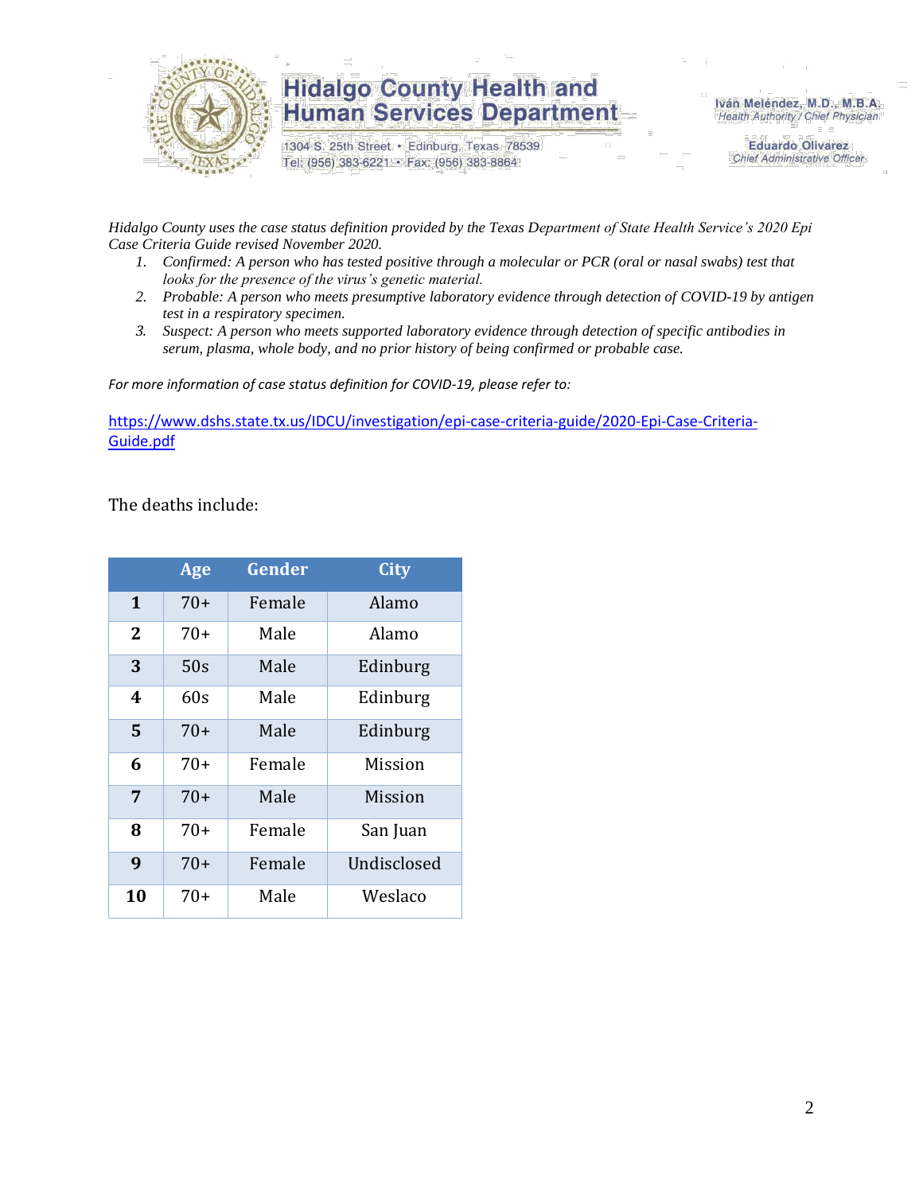Hidalgo County Health and Human Services Department
1304 S. 25th Street • Edinburg, Texas 78539
Tel: (956) 383-6221 • Fax: (956) 383-8864

Iván Meléndez, M.D., M.B.A.
*Health Authority / Chief Physician*

Eduardo Olivarez
*Chief Administrative Officer*

*Hidalgo County uses the case status definition provided by the Texas Department of State Health Service's 2020 Epi Case Criteria Guide revised November 2020.*

1. *Confirmed: A person who has tested positive through a molecular or PCR (oral or nasal swabs) test that looks for the presence of the virus's genetic material.*
2. *Probable: A person who meets presumptive laboratory evidence through detection of COVID-19 by antigen test in a respiratory specimen.*
3. *Suspect: A person who meets supported laboratory evidence through detection of specific antibodies in serum, plasma, whole body, and no prior history of being confirmed or probable case.*

*For more information of case status definition for COVID-19, please refer to:*

https://www.dshs.state.tx.us/IDCU/investigation/epi-case-criteria-guide/2020-Epi-Case-Criteria-Guide.pdf

The deaths include:

| | Age | Gender | City |
|---|---|---|---|
| **1** | 70+ | Female | Alamo |
| **2** | 70+ | Male | Alamo |
| **3** | 50s | Male | Edinburg |
| **4** | 60s | Male | Edinburg |
| **5** | 70+ | Male | Edinburg |
| **6** | 70+ | Female | Mission |
| **7** | 70+ | Male | Mission |
| **8** | 70+ | Female | San Juan |
| **9** | 70+ | Female | Undisclosed |
| **10** | 70+ | Male | Weslaco |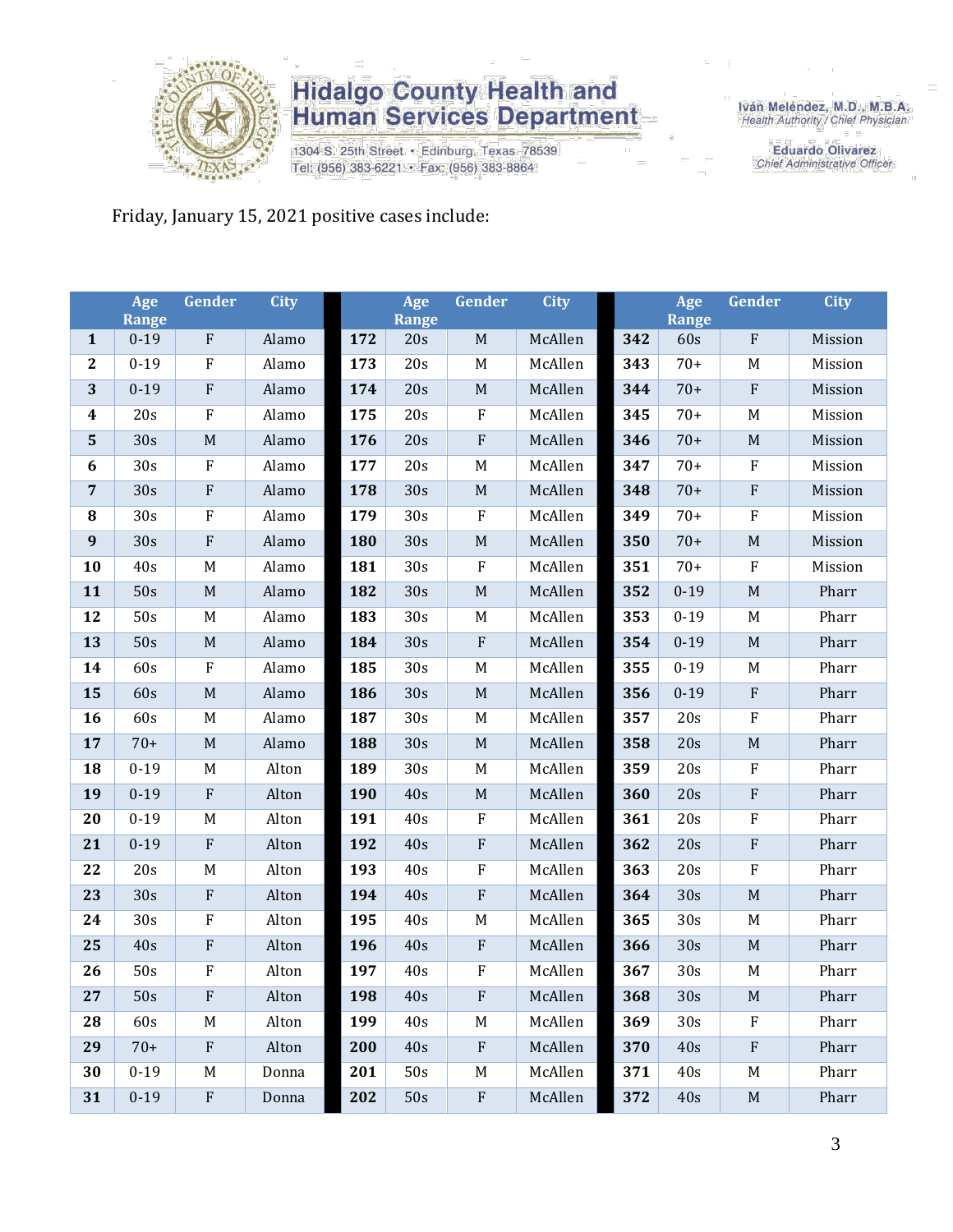Hidalgo County Health and Human Services Department

1304 S. 25th Street • Edinburg, Texas 78539
Tel: (956) 383-6221 • Fax: (956) 383-8864

Iván Meléndez, M.D., M.B.A.
Health Authority / Chief Physician

Eduardo Olivarez
Chief Administrative Officer

Friday, January 15, 2021 positive cases include:

| | Age Range | Gender | City | | Age Range | Gender | City | | Age Range | Gender | City |
|---|---|---|---|---|---|---|---|---|---|---|---|
| **1** | 0-19 | F | Alamo | **172** | 20s | M | McAllen | **342** | 60s | F | Mission |
| **2** | 0-19 | F | Alamo | **173** | 20s | M | McAllen | **343** | 70+ | M | Mission |
| **3** | 0-19 | F | Alamo | **174** | 20s | M | McAllen | **344** | 70+ | F | Mission |
| **4** | 20s | F | Alamo | **175** | 20s | F | McAllen | **345** | 70+ | M | Mission |
| **5** | 30s | M | Alamo | **176** | 20s | F | McAllen | **346** | 70+ | M | Mission |
| **6** | 30s | F | Alamo | **177** | 20s | M | McAllen | **347** | 70+ | F | Mission |
| **7** | 30s | F | Alamo | **178** | 30s | M | McAllen | **348** | 70+ | F | Mission |
| **8** | 30s | F | Alamo | **179** | 30s | F | McAllen | **349** | 70+ | F | Mission |
| **9** | 30s | F | Alamo | **180** | 30s | M | McAllen | **350** | 70+ | M | Mission |
| **10** | 40s | M | Alamo | **181** | 30s | F | McAllen | **351** | 70+ | F | Mission |
| **11** | 50s | M | Alamo | **182** | 30s | M | McAllen | **352** | 0-19 | M | Pharr |
| **12** | 50s | M | Alamo | **183** | 30s | M | McAllen | **353** | 0-19 | M | Pharr |
| **13** | 50s | M | Alamo | **184** | 30s | F | McAllen | **354** | 0-19 | M | Pharr |
| **14** | 60s | F | Alamo | **185** | 30s | M | McAllen | **355** | 0-19 | M | Pharr |
| **15** | 60s | M | Alamo | **186** | 30s | M | McAllen | **356** | 0-19 | F | Pharr |
| **16** | 60s | M | Alamo | **187** | 30s | M | McAllen | **357** | 20s | F | Pharr |
| **17** | 70+ | M | Alamo | **188** | 30s | M | McAllen | **358** | 20s | M | Pharr |
| **18** | 0-19 | M | Alton | **189** | 30s | M | McAllen | **359** | 20s | F | Pharr |
| **19** | 0-19 | F | Alton | **190** | 40s | M | McAllen | **360** | 20s | F | Pharr |
| **20** | 0-19 | M | Alton | **191** | 40s | F | McAllen | **361** | 20s | F | Pharr |
| **21** | 0-19 | F | Alton | **192** | 40s | F | McAllen | **362** | 20s | F | Pharr |
| **22** | 20s | M | Alton | **193** | 40s | F | McAllen | **363** | 20s | F | Pharr |
| **23** | 30s | F | Alton | **194** | 40s | F | McAllen | **364** | 30s | M | Pharr |
| **24** | 30s | F | Alton | **195** | 40s | M | McAllen | **365** | 30s | M | Pharr |
| **25** | 40s | F | Alton | **196** | 40s | F | McAllen | **366** | 30s | M | Pharr |
| **26** | 50s | F | Alton | **197** | 40s | F | McAllen | **367** | 30s | M | Pharr |
| **27** | 50s | F | Alton | **198** | 40s | F | McAllen | **368** | 30s | M | Pharr |
| **28** | 60s | M | Alton | **199** | 40s | M | McAllen | **369** | 30s | F | Pharr |
| **29** | 70+ | F | Alton | **200** | 40s | F | McAllen | **370** | 40s | F | Pharr |
| **30** | 0-19 | M | Donna | **201** | 50s | M | McAllen | **371** | 40s | M | Pharr |
| **31** | 0-19 | F | Donna | **202** | 50s | F | McAllen | **372** | 40s | M | Pharr |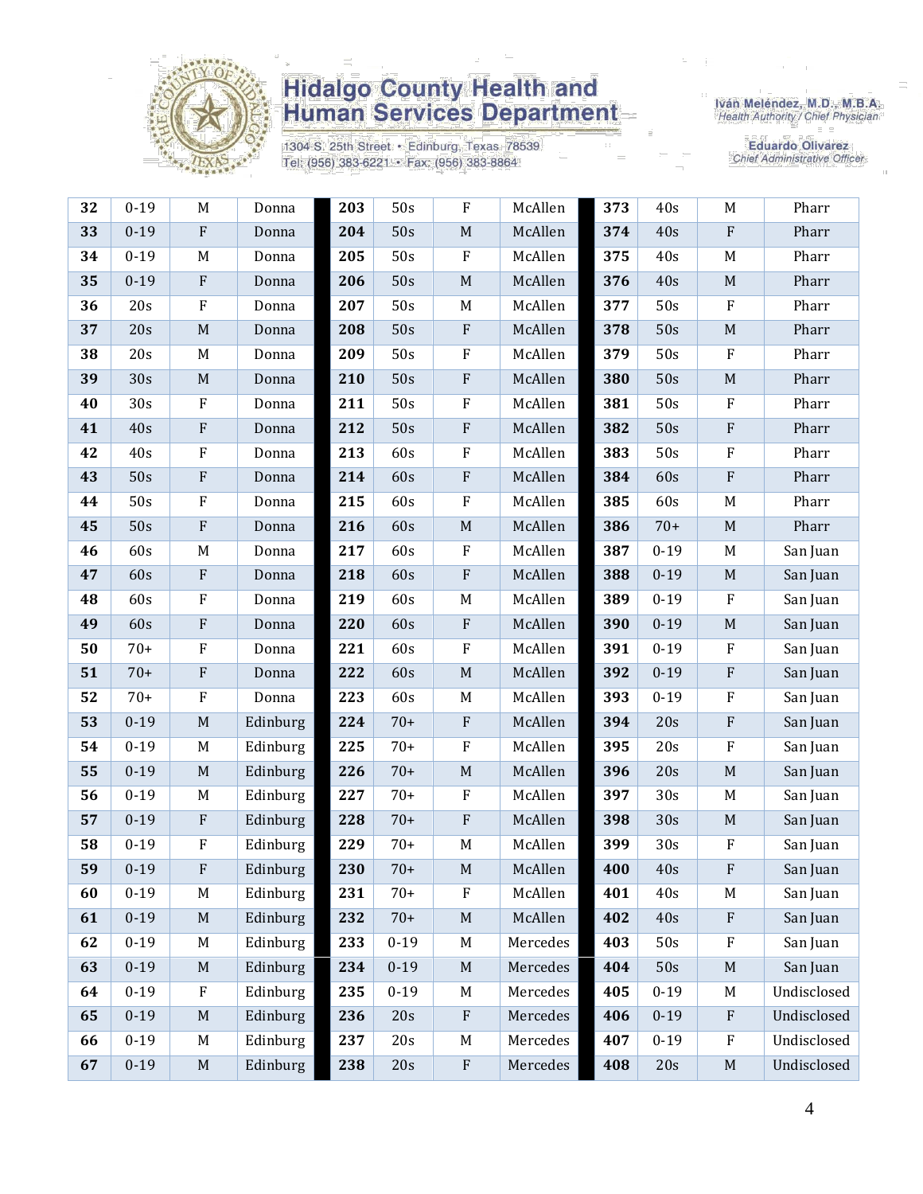| 32 | 0-19 | M | Donna | 203 | 50s | F | McAllen | 373 | 40s | M | Pharr |
|---|---|---|---|---|---|---|---|---|---|---|---|
| 33 | 0-19 | F | Donna | 204 | 50s | M | McAllen | 374 | 40s | F | Pharr |
| 34 | 0-19 | M | Donna | 205 | 50s | F | McAllen | 375 | 40s | M | Pharr |
| 35 | 0-19 | F | Donna | 206 | 50s | M | McAllen | 376 | 40s | M | Pharr |
| 36 | 20s | F | Donna | 207 | 50s | M | McAllen | 377 | 50s | F | Pharr |
| 37 | 20s | M | Donna | 208 | 50s | F | McAllen | 378 | 50s | M | Pharr |
| 38 | 20s | M | Donna | 209 | 50s | F | McAllen | 379 | 50s | F | Pharr |
| 39 | 30s | M | Donna | 210 | 50s | F | McAllen | 380 | 50s | M | Pharr |
| 40 | 30s | F | Donna | 211 | 50s | F | McAllen | 381 | 50s | F | Pharr |
| 41 | 40s | F | Donna | 212 | 50s | F | McAllen | 382 | 50s | F | Pharr |
| 42 | 40s | F | Donna | 213 | 60s | F | McAllen | 383 | 50s | F | Pharr |
| 43 | 50s | F | Donna | 214 | 60s | F | McAllen | 384 | 60s | F | Pharr |
| 44 | 50s | F | Donna | 215 | 60s | F | McAllen | 385 | 60s | M | Pharr |
| 45 | 50s | F | Donna | 216 | 60s | M | McAllen | 386 | 70+ | M | Pharr |
| 46 | 60s | M | Donna | 217 | 60s | F | McAllen | 387 | 0-19 | M | San Juan |
| 47 | 60s | F | Donna | 218 | 60s | F | McAllen | 388 | 0-19 | M | San Juan |
| 48 | 60s | F | Donna | 219 | 60s | M | McAllen | 389 | 0-19 | F | San Juan |
| 49 | 60s | F | Donna | 220 | 60s | F | McAllen | 390 | 0-19 | M | San Juan |
| 50 | 70+ | F | Donna | 221 | 60s | F | McAllen | 391 | 0-19 | F | San Juan |
| 51 | 70+ | F | Donna | 222 | 60s | M | McAllen | 392 | 0-19 | F | San Juan |
| 52 | 70+ | F | Donna | 223 | 60s | M | McAllen | 393 | 0-19 | F | San Juan |
| 53 | 0-19 | M | Edinburg | 224 | 70+ | F | McAllen | 394 | 20s | F | San Juan |
| 54 | 0-19 | M | Edinburg | 225 | 70+ | F | McAllen | 395 | 20s | F | San Juan |
| 55 | 0-19 | M | Edinburg | 226 | 70+ | M | McAllen | 396 | 20s | M | San Juan |
| 56 | 0-19 | M | Edinburg | 227 | 70+ | F | McAllen | 397 | 30s | M | San Juan |
| 57 | 0-19 | F | Edinburg | 228 | 70+ | F | McAllen | 398 | 30s | M | San Juan |
| 58 | 0-19 | F | Edinburg | 229 | 70+ | M | McAllen | 399 | 30s | F | San Juan |
| 59 | 0-19 | F | Edinburg | 230 | 70+ | M | McAllen | 400 | 40s | F | San Juan |
| 60 | 0-19 | M | Edinburg | 231 | 70+ | F | McAllen | 401 | 40s | M | San Juan |
| 61 | 0-19 | M | Edinburg | 232 | 70+ | M | McAllen | 402 | 40s | F | San Juan |
| 62 | 0-19 | M | Edinburg | 233 | 0-19 | M | Mercedes | 403 | 50s | F | San Juan |
| 63 | 0-19 | M | Edinburg | 234 | 0-19 | M | Mercedes | 404 | 50s | M | San Juan |
| 64 | 0-19 | F | Edinburg | 235 | 0-19 | M | Mercedes | 405 | 0-19 | M | Undisclosed |
| 65 | 0-19 | M | Edinburg | 236 | 20s | F | Mercedes | 406 | 0-19 | F | Undisclosed |
| 66 | 0-19 | M | Edinburg | 237 | 20s | M | Mercedes | 407 | 0-19 | F | Undisclosed |
| 67 | 0-19 | M | Edinburg | 238 | 20s | F | Mercedes | 408 | 20s | M | Undisclosed |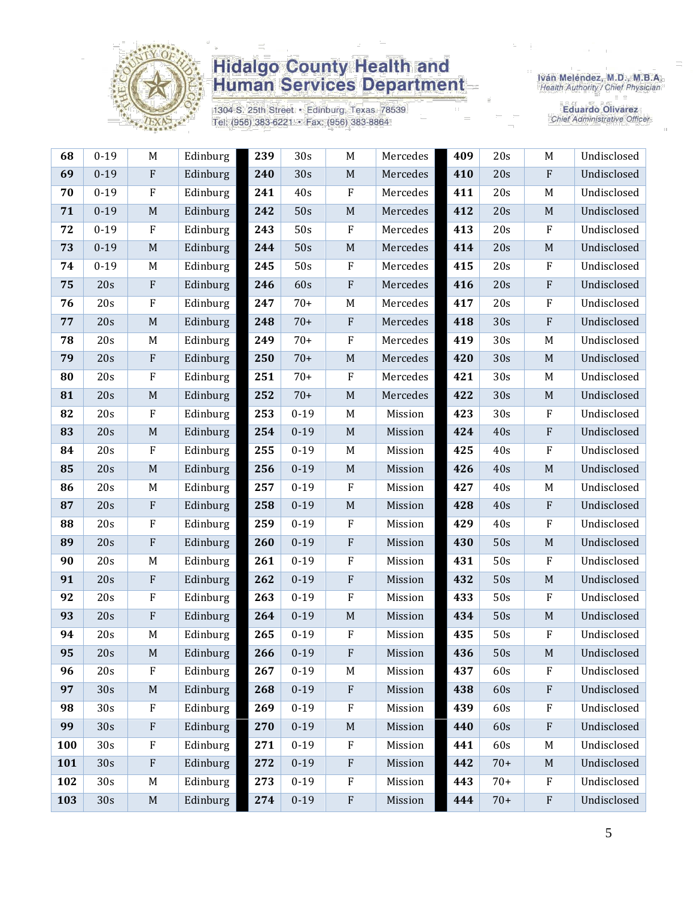# Hidalgo County Health and Human Services Department

1304 S. 25th Street • Edinburg, Texas 78539
Tel: (956) 383-6221 • Fax: (956) 383-8864

Iván Meléndez, M.D., M.B.A.
*Health Authority / Chief Physician*

Eduardo Olivarez
*Chief Administrative Officer*

| | | | | | | | | | | | |
|---|---|---|---|---|---|---|---|---|---|---|---|
| **68** | 0-19 | M | Edinburg | **239** | 30s | M | Mercedes | **409** | 20s | M | Undisclosed |
| **69** | 0-19 | F | Edinburg | **240** | 30s | M | Mercedes | **410** | 20s | F | Undisclosed |
| **70** | 0-19 | F | Edinburg | **241** | 40s | F | Mercedes | **411** | 20s | M | Undisclosed |
| **71** | 0-19 | M | Edinburg | **242** | 50s | M | Mercedes | **412** | 20s | M | Undisclosed |
| **72** | 0-19 | F | Edinburg | **243** | 50s | F | Mercedes | **413** | 20s | F | Undisclosed |
| **73** | 0-19 | M | Edinburg | **244** | 50s | M | Mercedes | **414** | 20s | M | Undisclosed |
| **74** | 0-19 | M | Edinburg | **245** | 50s | F | Mercedes | **415** | 20s | F | Undisclosed |
| **75** | 20s | F | Edinburg | **246** | 60s | F | Mercedes | **416** | 20s | F | Undisclosed |
| **76** | 20s | F | Edinburg | **247** | 70+ | M | Mercedes | **417** | 20s | F | Undisclosed |
| **77** | 20s | M | Edinburg | **248** | 70+ | F | Mercedes | **418** | 30s | F | Undisclosed |
| **78** | 20s | M | Edinburg | **249** | 70+ | F | Mercedes | **419** | 30s | M | Undisclosed |
| **79** | 20s | F | Edinburg | **250** | 70+ | M | Mercedes | **420** | 30s | M | Undisclosed |
| **80** | 20s | F | Edinburg | **251** | 70+ | F | Mercedes | **421** | 30s | M | Undisclosed |
| **81** | 20s | M | Edinburg | **252** | 70+ | M | Mercedes | **422** | 30s | M | Undisclosed |
| **82** | 20s | F | Edinburg | **253** | 0-19 | M | Mission | **423** | 30s | F | Undisclosed |
| **83** | 20s | M | Edinburg | **254** | 0-19 | M | Mission | **424** | 40s | F | Undisclosed |
| **84** | 20s | F | Edinburg | **255** | 0-19 | M | Mission | **425** | 40s | F | Undisclosed |
| **85** | 20s | M | Edinburg | **256** | 0-19 | M | Mission | **426** | 40s | M | Undisclosed |
| **86** | 20s | M | Edinburg | **257** | 0-19 | F | Mission | **427** | 40s | M | Undisclosed |
| **87** | 20s | F | Edinburg | **258** | 0-19 | M | Mission | **428** | 40s | F | Undisclosed |
| **88** | 20s | F | Edinburg | **259** | 0-19 | F | Mission | **429** | 40s | F | Undisclosed |
| **89** | 20s | F | Edinburg | **260** | 0-19 | F | Mission | **430** | 50s | M | Undisclosed |
| **90** | 20s | M | Edinburg | **261** | 0-19 | F | Mission | **431** | 50s | F | Undisclosed |
| **91** | 20s | F | Edinburg | **262** | 0-19 | F | Mission | **432** | 50s | M | Undisclosed |
| **92** | 20s | F | Edinburg | **263** | 0-19 | F | Mission | **433** | 50s | F | Undisclosed |
| **93** | 20s | F | Edinburg | **264** | 0-19 | M | Mission | **434** | 50s | M | Undisclosed |
| **94** | 20s | M | Edinburg | **265** | 0-19 | F | Mission | **435** | 50s | F | Undisclosed |
| **95** | 20s | M | Edinburg | **266** | 0-19 | F | Mission | **436** | 50s | M | Undisclosed |
| **96** | 20s | F | Edinburg | **267** | 0-19 | M | Mission | **437** | 60s | F | Undisclosed |
| **97** | 30s | M | Edinburg | **268** | 0-19 | F | Mission | **438** | 60s | F | Undisclosed |
| **98** | 30s | F | Edinburg | **269** | 0-19 | F | Mission | **439** | 60s | F | Undisclosed |
| **99** | 30s | F | Edinburg | **270** | 0-19 | M | Mission | **440** | 60s | F | Undisclosed |
| **100** | 30s | F | Edinburg | **271** | 0-19 | F | Mission | **441** | 60s | M | Undisclosed |
| **101** | 30s | F | Edinburg | **272** | 0-19 | F | Mission | **442** | 70+ | M | Undisclosed |
| **102** | 30s | M | Edinburg | **273** | 0-19 | F | Mission | **443** | 70+ | F | Undisclosed |
| **103** | 30s | M | Edinburg | **274** | 0-19 | F | Mission | **444** | 70+ | F | Undisclosed |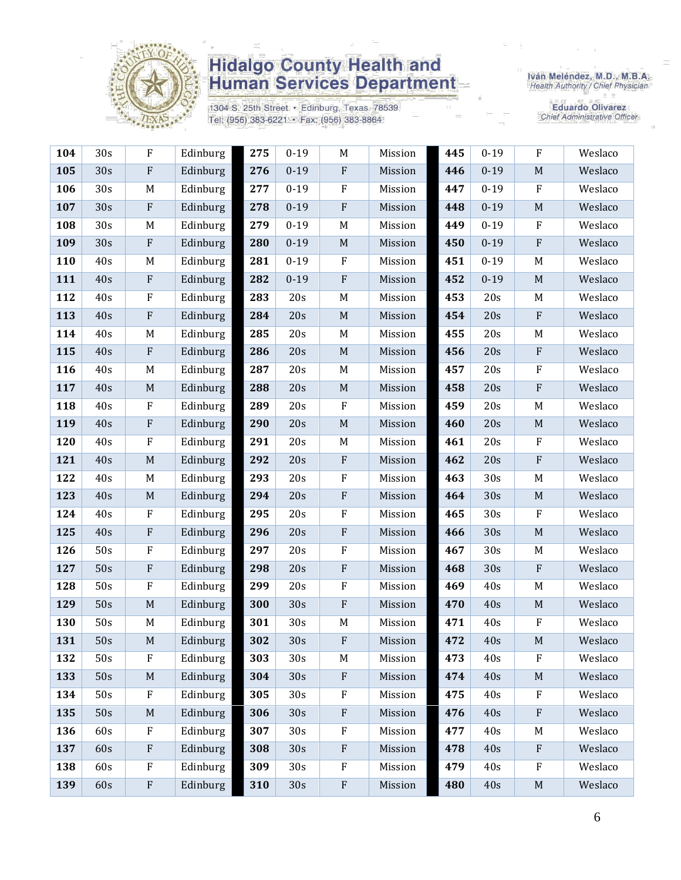# Hidalgo County Health and Human Services Department

1304 S. 25th Street • Edinburg, Texas 78539
Tel: (956) 383-6221 • Fax: (956) 383-8864

Iván Meléndez, M.D., M.B.A.
*Health Authority / Chief Physician*

Eduardo Olivarez
*Chief Administrative Officer*

| | | | | | | | | | | | |
|---|---|---|---|---|---|---|---|---|---|---|---|
| **104** | 30s | F | Edinburg | **275** | 0-19 | M | Mission | **445** | 0-19 | F | Weslaco |
| **105** | 30s | F | Edinburg | **276** | 0-19 | F | Mission | **446** | 0-19 | M | Weslaco |
| **106** | 30s | M | Edinburg | **277** | 0-19 | F | Mission | **447** | 0-19 | F | Weslaco |
| **107** | 30s | F | Edinburg | **278** | 0-19 | F | Mission | **448** | 0-19 | M | Weslaco |
| **108** | 30s | M | Edinburg | **279** | 0-19 | M | Mission | **449** | 0-19 | F | Weslaco |
| **109** | 30s | F | Edinburg | **280** | 0-19 | M | Mission | **450** | 0-19 | F | Weslaco |
| **110** | 40s | M | Edinburg | **281** | 0-19 | F | Mission | **451** | 0-19 | M | Weslaco |
| **111** | 40s | F | Edinburg | **282** | 0-19 | F | Mission | **452** | 0-19 | M | Weslaco |
| **112** | 40s | F | Edinburg | **283** | 20s | M | Mission | **453** | 20s | M | Weslaco |
| **113** | 40s | F | Edinburg | **284** | 20s | M | Mission | **454** | 20s | F | Weslaco |
| **114** | 40s | M | Edinburg | **285** | 20s | M | Mission | **455** | 20s | M | Weslaco |
| **115** | 40s | F | Edinburg | **286** | 20s | M | Mission | **456** | 20s | F | Weslaco |
| **116** | 40s | M | Edinburg | **287** | 20s | M | Mission | **457** | 20s | F | Weslaco |
| **117** | 40s | M | Edinburg | **288** | 20s | M | Mission | **458** | 20s | F | Weslaco |
| **118** | 40s | F | Edinburg | **289** | 20s | F | Mission | **459** | 20s | M | Weslaco |
| **119** | 40s | F | Edinburg | **290** | 20s | M | Mission | **460** | 20s | M | Weslaco |
| **120** | 40s | F | Edinburg | **291** | 20s | M | Mission | **461** | 20s | F | Weslaco |
| **121** | 40s | M | Edinburg | **292** | 20s | F | Mission | **462** | 20s | F | Weslaco |
| **122** | 40s | M | Edinburg | **293** | 20s | F | Mission | **463** | 30s | M | Weslaco |
| **123** | 40s | M | Edinburg | **294** | 20s | F | Mission | **464** | 30s | M | Weslaco |
| **124** | 40s | F | Edinburg | **295** | 20s | F | Mission | **465** | 30s | F | Weslaco |
| **125** | 40s | F | Edinburg | **296** | 20s | F | Mission | **466** | 30s | M | Weslaco |
| **126** | 50s | F | Edinburg | **297** | 20s | F | Mission | **467** | 30s | M | Weslaco |
| **127** | 50s | F | Edinburg | **298** | 20s | F | Mission | **468** | 30s | F | Weslaco |
| **128** | 50s | F | Edinburg | **299** | 20s | F | Mission | **469** | 40s | M | Weslaco |
| **129** | 50s | M | Edinburg | **300** | 30s | F | Mission | **470** | 40s | M | Weslaco |
| **130** | 50s | M | Edinburg | **301** | 30s | M | Mission | **471** | 40s | F | Weslaco |
| **131** | 50s | M | Edinburg | **302** | 30s | F | Mission | **472** | 40s | M | Weslaco |
| **132** | 50s | F | Edinburg | **303** | 30s | M | Mission | **473** | 40s | F | Weslaco |
| **133** | 50s | M | Edinburg | **304** | 30s | F | Mission | **474** | 40s | M | Weslaco |
| **134** | 50s | F | Edinburg | **305** | 30s | F | Mission | **475** | 40s | F | Weslaco |
| **135** | 50s | M | Edinburg | **306** | 30s | F | Mission | **476** | 40s | F | Weslaco |
| **136** | 60s | F | Edinburg | **307** | 30s | F | Mission | **477** | 40s | M | Weslaco |
| **137** | 60s | F | Edinburg | **308** | 30s | F | Mission | **478** | 40s | F | Weslaco |
| **138** | 60s | F | Edinburg | **309** | 30s | F | Mission | **479** | 40s | F | Weslaco |
| **139** | 60s | F | Edinburg | **310** | 30s | F | Mission | **480** | 40s | M | Weslaco |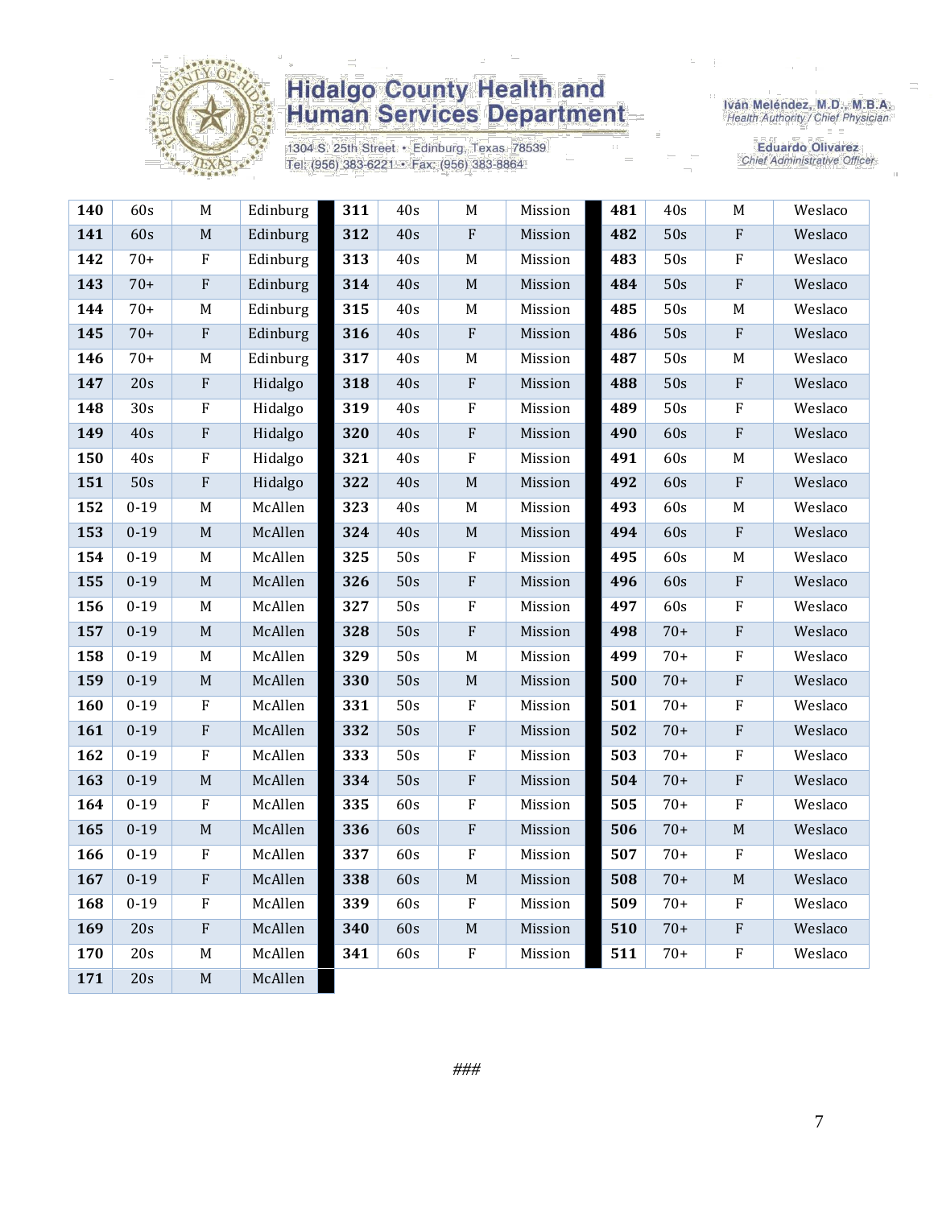| | | | | | | | | | | | |
|---|---|---|---|---|---|---|---|---|---|---|---|
| **140** | 60s | M | Edinburg | **311** | 40s | M | Mission | **481** | 40s | M | Weslaco |
| **141** | 60s | M | Edinburg | **312** | 40s | F | Mission | **482** | 50s | F | Weslaco |
| **142** | 70+ | F | Edinburg | **313** | 40s | M | Mission | **483** | 50s | F | Weslaco |
| **143** | 70+ | F | Edinburg | **314** | 40s | M | Mission | **484** | 50s | F | Weslaco |
| **144** | 70+ | M | Edinburg | **315** | 40s | M | Mission | **485** | 50s | M | Weslaco |
| **145** | 70+ | F | Edinburg | **316** | 40s | F | Mission | **486** | 50s | F | Weslaco |
| **146** | 70+ | M | Edinburg | **317** | 40s | M | Mission | **487** | 50s | M | Weslaco |
| **147** | 20s | F | Hidalgo | **318** | 40s | F | Mission | **488** | 50s | F | Weslaco |
| **148** | 30s | F | Hidalgo | **319** | 40s | F | Mission | **489** | 50s | F | Weslaco |
| **149** | 40s | F | Hidalgo | **320** | 40s | F | Mission | **490** | 60s | F | Weslaco |
| **150** | 40s | F | Hidalgo | **321** | 40s | F | Mission | **491** | 60s | M | Weslaco |
| **151** | 50s | F | Hidalgo | **322** | 40s | M | Mission | **492** | 60s | F | Weslaco |
| **152** | 0-19 | M | McAllen | **323** | 40s | M | Mission | **493** | 60s | M | Weslaco |
| **153** | 0-19 | M | McAllen | **324** | 40s | M | Mission | **494** | 60s | F | Weslaco |
| **154** | 0-19 | M | McAllen | **325** | 50s | F | Mission | **495** | 60s | M | Weslaco |
| **155** | 0-19 | M | McAllen | **326** | 50s | F | Mission | **496** | 60s | F | Weslaco |
| **156** | 0-19 | M | McAllen | **327** | 50s | F | Mission | **497** | 60s | F | Weslaco |
| **157** | 0-19 | M | McAllen | **328** | 50s | F | Mission | **498** | 70+ | F | Weslaco |
| **158** | 0-19 | M | McAllen | **329** | 50s | M | Mission | **499** | 70+ | F | Weslaco |
| **159** | 0-19 | M | McAllen | **330** | 50s | M | Mission | **500** | 70+ | F | Weslaco |
| **160** | 0-19 | F | McAllen | **331** | 50s | F | Mission | **501** | 70+ | F | Weslaco |
| **161** | 0-19 | F | McAllen | **332** | 50s | F | Mission | **502** | 70+ | F | Weslaco |
| **162** | 0-19 | F | McAllen | **333** | 50s | F | Mission | **503** | 70+ | F | Weslaco |
| **163** | 0-19 | M | McAllen | **334** | 50s | F | Mission | **504** | 70+ | F | Weslaco |
| **164** | 0-19 | F | McAllen | **335** | 60s | F | Mission | **505** | 70+ | F | Weslaco |
| **165** | 0-19 | M | McAllen | **336** | 60s | F | Mission | **506** | 70+ | M | Weslaco |
| **166** | 0-19 | F | McAllen | **337** | 60s | F | Mission | **507** | 70+ | F | Weslaco |
| **167** | 0-19 | F | McAllen | **338** | 60s | M | Mission | **508** | 70+ | M | Weslaco |
| **168** | 0-19 | F | McAllen | **339** | 60s | F | Mission | **509** | 70+ | F | Weslaco |
| **169** | 20s | F | McAllen | **340** | 60s | M | Mission | **510** | 70+ | F | Weslaco |
| **170** | 20s | M | McAllen | **341** | 60s | F | Mission | **511** | 70+ | F | Weslaco |
| **171** | 20s | M | McAllen | | | | | | | | |

###